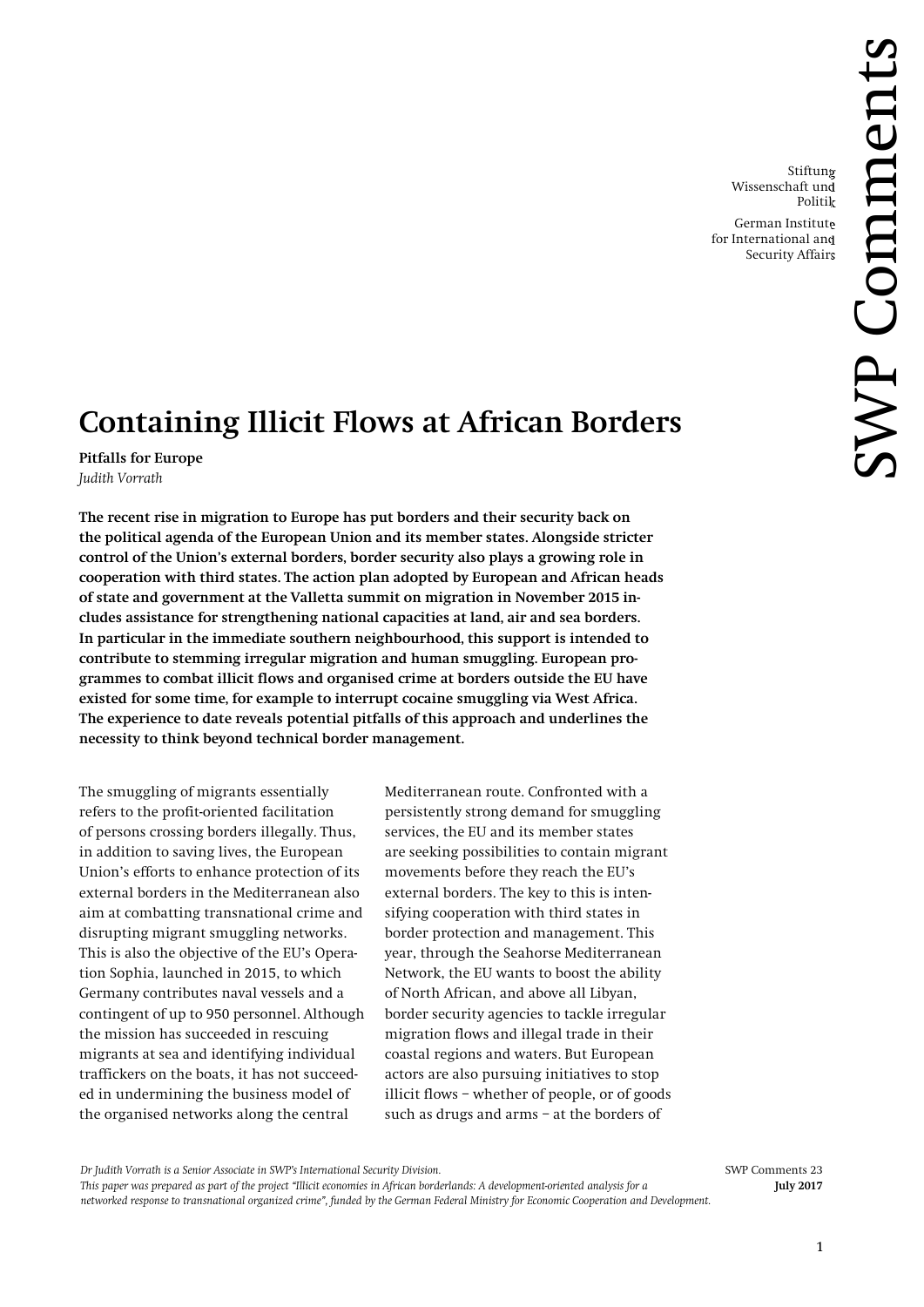Stiftung Wissenschaft und Politik

German Institute for International and Security Affairs

SWP Comments

# Containing Illicit Flows at African Borders

**Pitfalls for Europe**

*Judith Vorrath*

**The recent rise in migration to Europe has put borders and their security back on the political agenda of the European Union and its member states. Alongside stricter control of the Union's external borders, border security also plays a growing role in cooperation with third states. The action plan adopted by European and African heads of state and government at the Valletta summit on migration in November 2015 includes assistance for strengthening national capacities at land, air and sea borders. In particular in the immediate southern neighbourhood, this support is intended to contribute to stemming irregular migration and human smuggling. European programmes to combat illicit flows and organised crime at borders outside the EU have existed for some time, for example to interrupt cocaine smuggling via West Africa. The experience to date reveals potential pitfalls of this approach and underlines the necessity to think beyond technical border management.**

The smuggling of migrants essentially refers to the profit-oriented facilitation of persons crossing borders illegally. Thus, in addition to saving lives, the European Union's efforts to enhance protection of its external borders in the Mediterranean also aim at combatting transnational crime and disrupting migrant smuggling networks. This is also the objective of the EU's Operation Sophia, launched in 2015, to which Germany contributes naval vessels and a contingent of up to 950 personnel. Although the mission has succeeded in rescuing migrants at sea and identifying individual traffickers on the boats, it has not succeeded in undermining the business model of the organised networks along the central Mediterranean route. Confronted with a persistently strong demand for smuggling services, the EU and its member states are seeking possibilities to contain migrant movements before they reach the EU's external borders. The key to this is intensifying cooperation with third states in border protection and management. This year, through the Seahorse Mediterranean Network, the EU wants to boost the ability of North African, and above all Libyan, border security agencies to tackle irregular migration flows and illegal trade in their coastal regions and waters. But European actors are also pursuing initiatives to stop illicit flows – whether of people, or of goods such as drugs and arms – at the borders of

*Dr Judith Vorrath is a Senior Associate in SWP's International Security Division.*
*This paper was prepared as part of the project "Illicit economies in African borderlands: A development-oriented analysis for a networked response to transnational organized crime", funded by the German Federal Ministry for Economic Cooperation and Development.*

SWP Comments 23
**July 2017**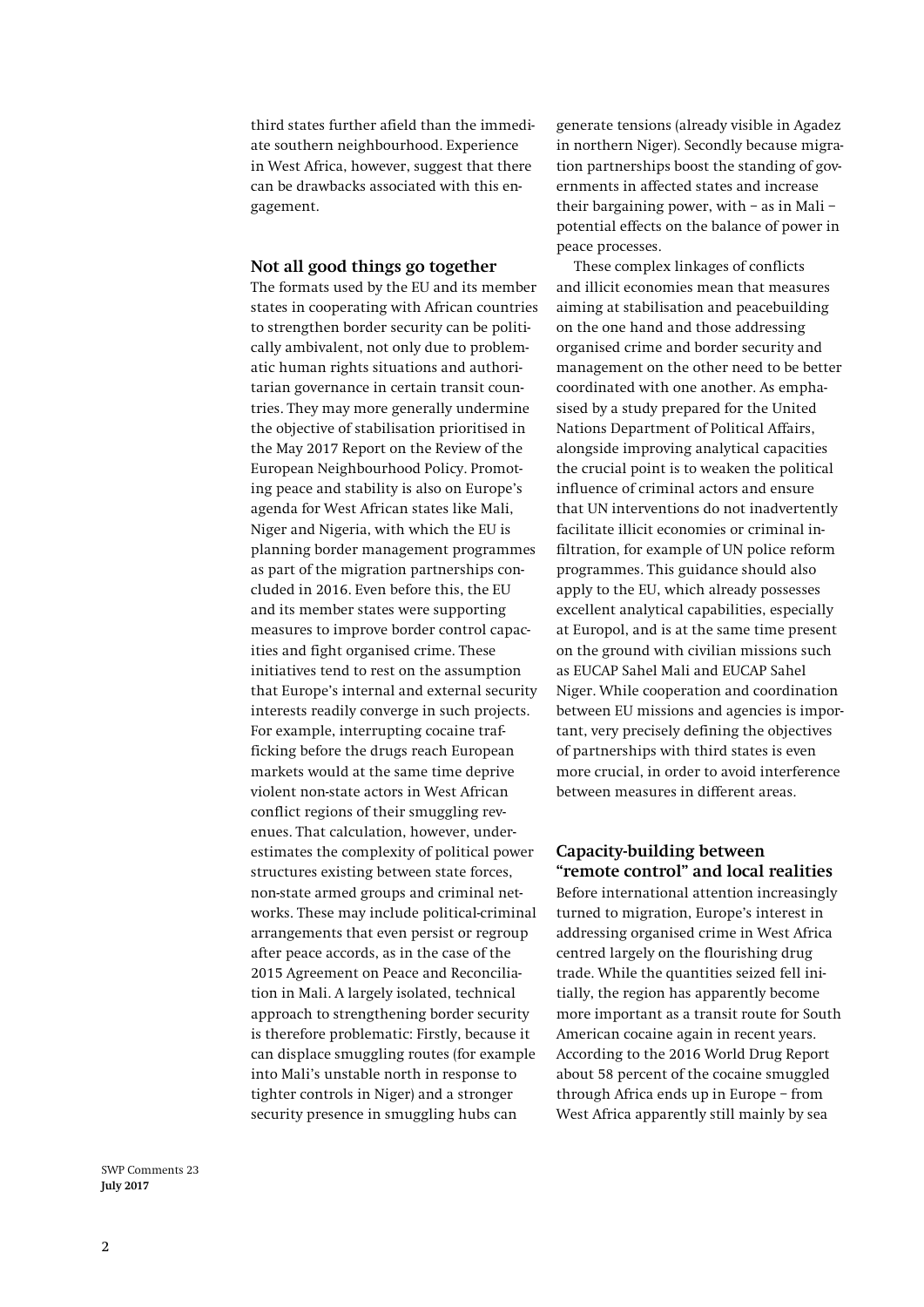third states further afield than the immediate southern neighbourhood. Experience in West Africa, however, suggest that there can be drawbacks associated with this engagement.

## Not all good things go together

The formats used by the EU and its member states in cooperating with African countries to strengthen border security can be politically ambivalent, not only due to problematic human rights situations and authoritarian governance in certain transit countries. They may more generally undermine the objective of stabilisation prioritised in the May 2017 Report on the Review of the European Neighbourhood Policy. Promoting peace and stability is also on Europe's agenda for West African states like Mali, Niger and Nigeria, with which the EU is planning border management programmes as part of the migration partnerships concluded in 2016. Even before this, the EU and its member states were supporting measures to improve border control capacities and fight organised crime. These initiatives tend to rest on the assumption that Europe's internal and external security interests readily converge in such projects. For example, interrupting cocaine trafficking before the drugs reach European markets would at the same time deprive violent non-state actors in West African conflict regions of their smuggling revenues. That calculation, however, underestimates the complexity of political power structures existing between state forces, non-state armed groups and criminal networks. These may include political-criminal arrangements that even persist or regroup after peace accords, as in the case of the 2015 Agreement on Peace and Reconciliation in Mali. A largely isolated, technical approach to strengthening border security is therefore problematic: Firstly, because it can displace smuggling routes (for example into Mali's unstable north in response to tighter controls in Niger) and a stronger security presence in smuggling hubs can generate tensions (already visible in Agadez in northern Niger). Secondly because migration partnerships boost the standing of governments in affected states and increase their bargaining power, with – as in Mali – potential effects on the balance of power in peace processes.

These complex linkages of conflicts and illicit economies mean that measures aiming at stabilisation and peacebuilding on the one hand and those addressing organised crime and border security and management on the other need to be better coordinated with one another. As emphasised by a study prepared for the United Nations Department of Political Affairs, alongside improving analytical capacities the crucial point is to weaken the political influence of criminal actors and ensure that UN interventions do not inadvertently facilitate illicit economies or criminal infiltration, for example of UN police reform programmes. This guidance should also apply to the EU, which already possesses excellent analytical capabilities, especially at Europol, and is at the same time present on the ground with civilian missions such as EUCAP Sahel Mali and EUCAP Sahel Niger. While cooperation and coordination between EU missions and agencies is important, very precisely defining the objectives of partnerships with third states is even more crucial, in order to avoid interference between measures in different areas.

## Capacity-building between "remote control" and local realities

Before international attention increasingly turned to migration, Europe's interest in addressing organised crime in West Africa centred largely on the flourishing drug trade. While the quantities seized fell initially, the region has apparently become more important as a transit route for South American cocaine again in recent years. According to the 2016 World Drug Report about 58 percent of the cocaine smuggled through Africa ends up in Europe – from West Africa apparently still mainly by sea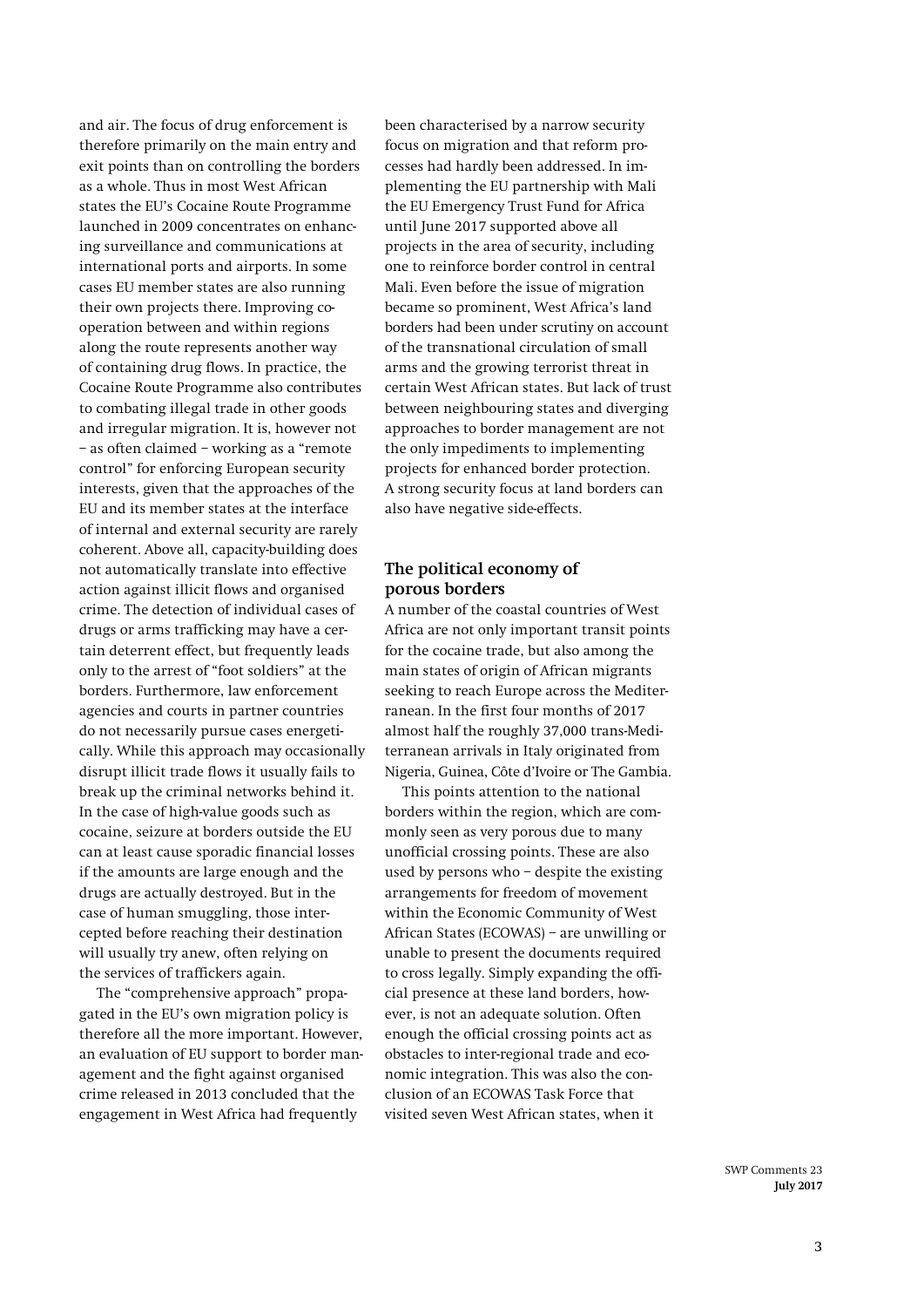and air. The focus of drug enforcement is therefore primarily on the main entry and exit points than on controlling the borders as a whole. Thus in most West African states the EU's Cocaine Route Programme launched in 2009 concentrates on enhancing surveillance and communications at international ports and airports. In some cases EU member states are also running their own projects there. Improving cooperation between and within regions along the route represents another way of containing drug flows. In practice, the Cocaine Route Programme also contributes to combating illegal trade in other goods and irregular migration. It is, however not – as often claimed – working as a "remote control" for enforcing European security interests, given that the approaches of the EU and its member states at the interface of internal and external security are rarely coherent. Above all, capacity-building does not automatically translate into effective action against illicit flows and organised crime. The detection of individual cases of drugs or arms trafficking may have a certain deterrent effect, but frequently leads only to the arrest of "foot soldiers" at the borders. Furthermore, law enforcement agencies and courts in partner countries do not necessarily pursue cases energetically. While this approach may occasionally disrupt illicit trade flows it usually fails to break up the criminal networks behind it. In the case of high-value goods such as cocaine, seizure at borders outside the EU can at least cause sporadic financial losses if the amounts are large enough and the drugs are actually destroyed. But in the case of human smuggling, those intercepted before reaching their destination will usually try anew, often relying on the services of traffickers again.

The "comprehensive approach" propagated in the EU's own migration policy is therefore all the more important. However, an evaluation of EU support to border management and the fight against organised crime released in 2013 concluded that the engagement in West Africa had frequently been characterised by a narrow security focus on migration and that reform processes had hardly been addressed. In implementing the EU partnership with Mali the EU Emergency Trust Fund for Africa until June 2017 supported above all projects in the area of security, including one to reinforce border control in central Mali. Even before the issue of migration became so prominent, West Africa's land borders had been under scrutiny on account of the transnational circulation of small arms and the growing terrorist threat in certain West African states. But lack of trust between neighbouring states and diverging approaches to border management are not the only impediments to implementing projects for enhanced border protection. A strong security focus at land borders can also have negative side-effects.

## The political economy of porous borders

A number of the coastal countries of West Africa are not only important transit points for the cocaine trade, but also among the main states of origin of African migrants seeking to reach Europe across the Mediterranean. In the first four months of 2017 almost half the roughly 37,000 trans-Mediterranean arrivals in Italy originated from Nigeria, Guinea, Côte d'Ivoire or The Gambia.

This points attention to the national borders within the region, which are commonly seen as very porous due to many unofficial crossing points. These are also used by persons who – despite the existing arrangements for freedom of movement within the Economic Community of West African States (ECOWAS) – are unwilling or unable to present the documents required to cross legally. Simply expanding the official presence at these land borders, however, is not an adequate solution. Often enough the official crossing points act as obstacles to inter-regional trade and economic integration. This was also the conclusion of an ECOWAS Task Force that visited seven West African states, when it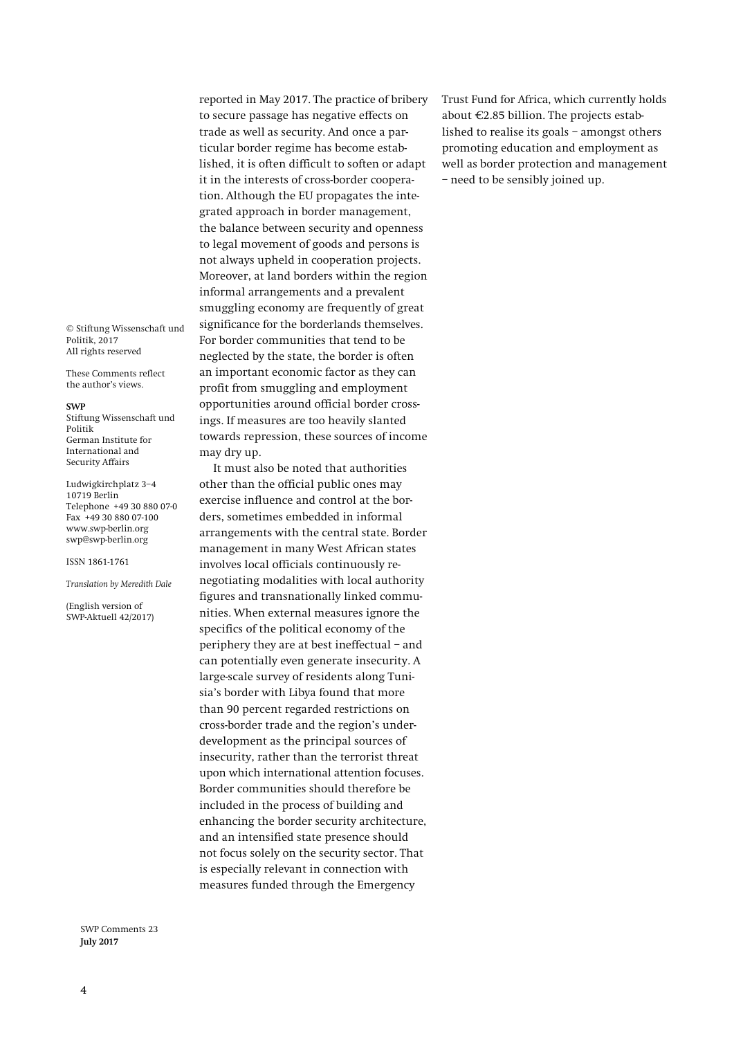reported in May 2017. The practice of bribery to secure passage has negative effects on trade as well as security. And once a particular border regime has become established, it is often difficult to soften or adapt it in the interests of cross-border cooperation. Although the EU propagates the integrated approach in border management, the balance between security and openness to legal movement of goods and persons is not always upheld in cooperation projects. Moreover, at land borders within the region informal arrangements and a prevalent smuggling economy are frequently of great significance for the borderlands themselves. For border communities that tend to be neglected by the state, the border is often an important economic factor as they can profit from smuggling and employment opportunities around official border crossings. If measures are too heavily slanted towards repression, these sources of income may dry up.

It must also be noted that authorities other than the official public ones may exercise influence and control at the borders, sometimes embedded in informal arrangements with the central state. Border management in many West African states involves local officials continuously renegotiating modalities with local authority figures and transnationally linked communities. When external measures ignore the specifics of the political economy of the periphery they are at best ineffectual – and can potentially even generate insecurity. A large-scale survey of residents along Tunisia's border with Libya found that more than 90 percent regarded restrictions on cross-border trade and the region's underdevelopment as the principal sources of insecurity, rather than the terrorist threat upon which international attention focuses. Border communities should therefore be included in the process of building and enhancing the border security architecture, and an intensified state presence should not focus solely on the security sector. That is especially relevant in connection with measures funded through the Emergency Trust Fund for Africa, which currently holds about €2.85 billion. The projects established to realise its goals – amongst others promoting education and employment as well as border protection and management – need to be sensibly joined up.

© Stiftung Wissenschaft und Politik, 2017
All rights reserved

These Comments reflect the author's views.

**SWP**
Stiftung Wissenschaft und Politik
German Institute for International and Security Affairs

Ludwigkirchplatz 3–4
10719 Berlin
Telephone +49 30 880 07-0
Fax +49 30 880 07-100
www.swp-berlin.org
swp@swp-berlin.org

ISSN 1861-1761

*Translation by Meredith Dale*

(English version of SWP-Aktuell 42/2017)